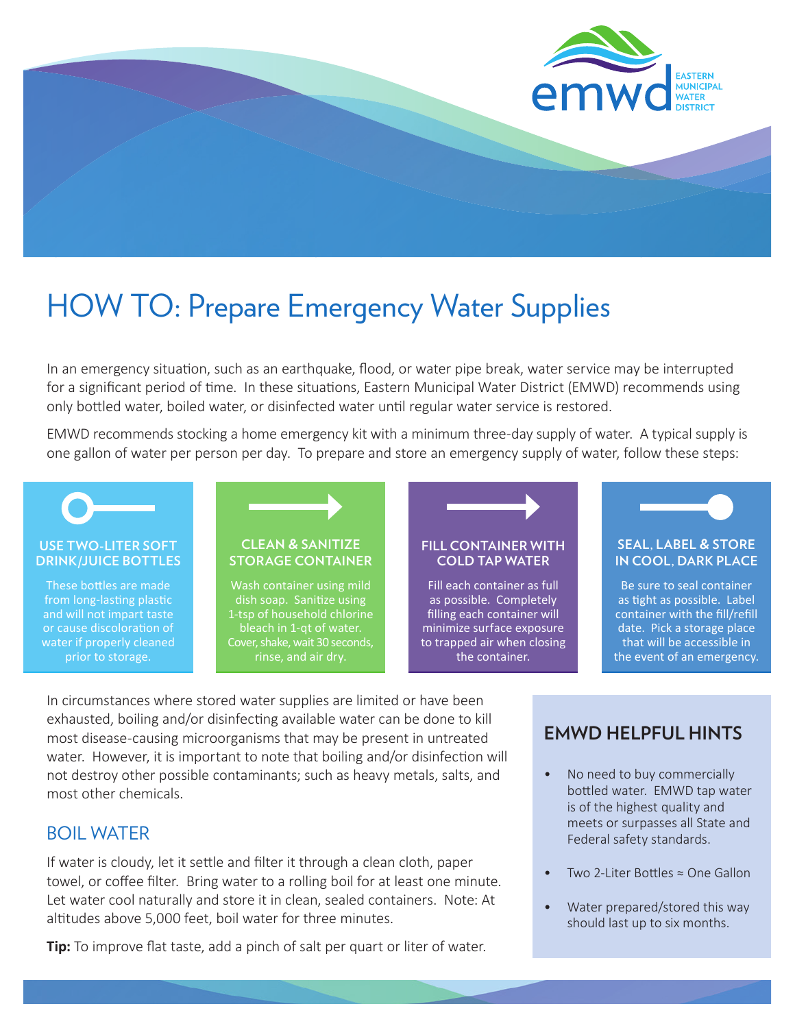EMWD EASTERN MUNICIPAL WATER DISTRICT

# HOW TO: Prepare Emergency Water Supplies

In an emergency situation, such as an earthquake, flood, or water pipe break, water service may be interrupted for a significant period of time. In these situations, Eastern Municipal Water District (EMWD) recommends using only bottled water, boiled water, or disinfected water until regular water service is restored.

EMWD recommends stocking a home emergency kit with a minimum three-day supply of water. A typical supply is one gallon of water per person per day. To prepare and store an emergency supply of water, follow these steps:

### USE TWO-LITER SOFT DRINK/JUICE BOTTLES

These bottles are made from long-lasting plastic and will not impart taste or cause discoloration of water if properly cleaned prior to storage.

### CLEAN & SANITIZE STORAGE CONTAINER

Wash container using mild dish soap. Sanitize using 1-tsp of household chlorine bleach in 1-qt of water. Cover, shake, wait 30 seconds, rinse, and air dry.

### FILL CONTAINER WITH COLD TAP WATER

Fill each container as full as possible. Completely filling each container will minimize surface exposure to trapped air when closing the container.

### SEAL, LABEL & STORE IN COOL, DARK PLACE

Be sure to seal container as tight as possible. Label container with the fill/refill date. Pick a storage place that will be accessible in the event of an emergency.

In circumstances where stored water supplies are limited or have been exhausted, boiling and/or disinfecting available water can be done to kill most disease-causing microorganisms that may be present in untreated water. However, it is important to note that boiling and/or disinfection will not destroy other possible contaminants; such as heavy metals, salts, and most other chemicals.

## BOIL WATER

If water is cloudy, let it settle and filter it through a clean cloth, paper towel, or coffee filter. Bring water to a rolling boil for at least one minute. Let water cool naturally and store it in clean, sealed containers. Note: At altitudes above 5,000 feet, boil water for three minutes.

**Tip:** To improve flat taste, add a pinch of salt per quart or liter of water.

## EMWD HELPFUL HINTS

- No need to buy commercially bottled water. EMWD tap water is of the highest quality and meets or surpasses all State and Federal safety standards.
- Two 2-Liter Bottles ≈ One Gallon
- Water prepared/stored this way should last up to six months.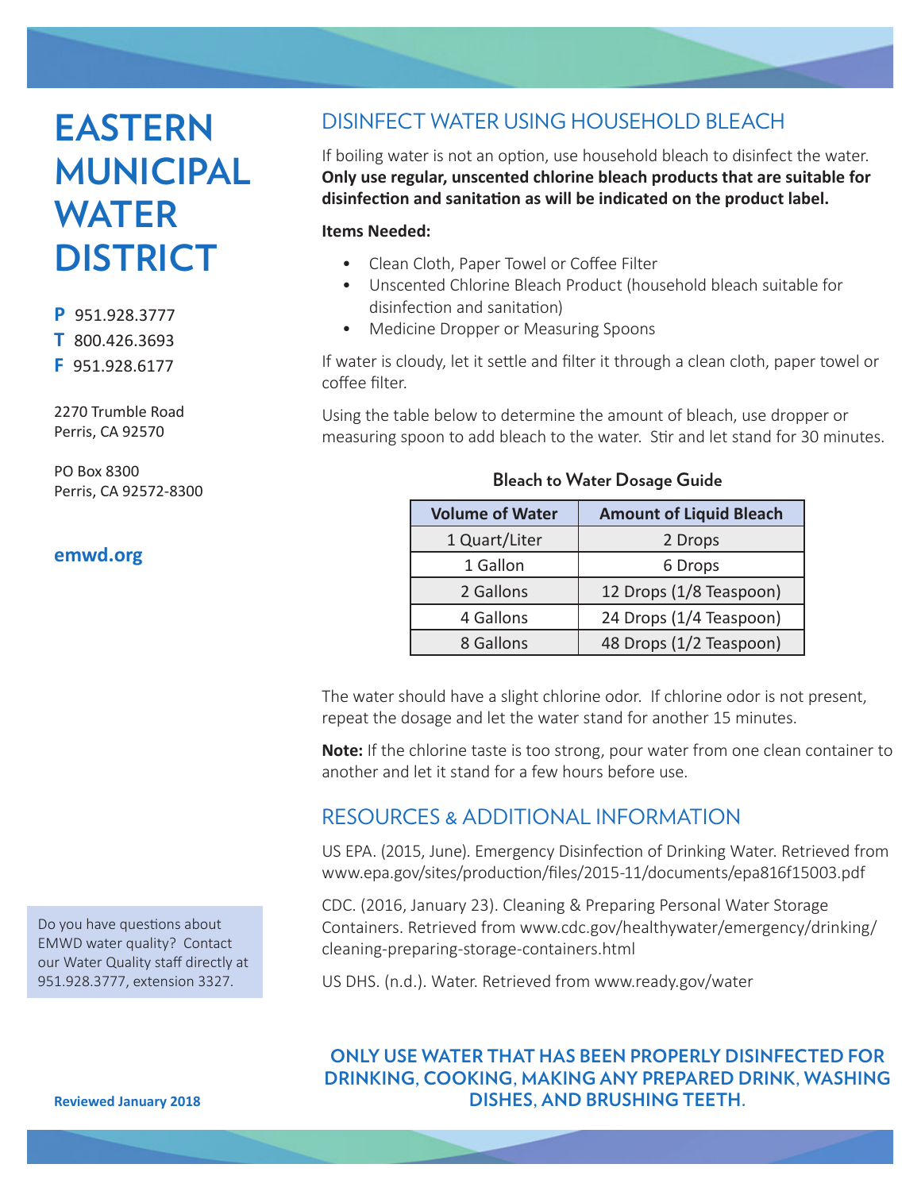# EASTERN MUNICIPAL WATER DISTRICT

**P** 951.928.3777
**T** 800.426.3693
**F** 951.928.6177

2270 Trumble Road
Perris, CA 92570

PO Box 8300
Perris, CA 92572-8300

**emwd.org**

Do you have questions about EMWD water quality? Contact our Water Quality staff directly at 951.928.3777, extension 3327.

**Reviewed January 2018**

## DISINFECT WATER USING HOUSEHOLD BLEACH

If boiling water is not an option, use household bleach to disinfect the water. **Only use regular, unscented chlorine bleach products that are suitable for disinfection and sanitation as will be indicated on the product label.**

**Items Needed:**

- Clean Cloth, Paper Towel or Coffee Filter
- Unscented Chlorine Bleach Product (household bleach suitable for disinfection and sanitation)
- Medicine Dropper or Measuring Spoons

If water is cloudy, let it settle and filter it through a clean cloth, paper towel or coffee filter.

Using the table below to determine the amount of bleach, use dropper or measuring spoon to add bleach to the water. Stir and let stand for 30 minutes.

**Bleach to Water Dosage Guide**

| Volume of Water | Amount of Liquid Bleach |
|---|---|
| 1 Quart/Liter | 2 Drops |
| 1 Gallon | 6 Drops |
| 2 Gallons | 12 Drops (1/8 Teaspoon) |
| 4 Gallons | 24 Drops (1/4 Teaspoon) |
| 8 Gallons | 48 Drops (1/2 Teaspoon) |

The water should have a slight chlorine odor. If chlorine odor is not present, repeat the dosage and let the water stand for another 15 minutes.

**Note:** If the chlorine taste is too strong, pour water from one clean container to another and let it stand for a few hours before use.

## RESOURCES & ADDITIONAL INFORMATION

US EPA. (2015, June). Emergency Disinfection of Drinking Water. Retrieved from www.epa.gov/sites/production/files/2015-11/documents/epa816f15003.pdf

CDC. (2016, January 23). Cleaning & Preparing Personal Water Storage Containers. Retrieved from www.cdc.gov/healthywater/emergency/drinking/cleaning-preparing-storage-containers.html

US DHS. (n.d.). Water. Retrieved from www.ready.gov/water

**ONLY USE WATER THAT HAS BEEN PROPERLY DISINFECTED FOR DRINKING, COOKING, MAKING ANY PREPARED DRINK, WASHING DISHES, AND BRUSHING TEETH.**